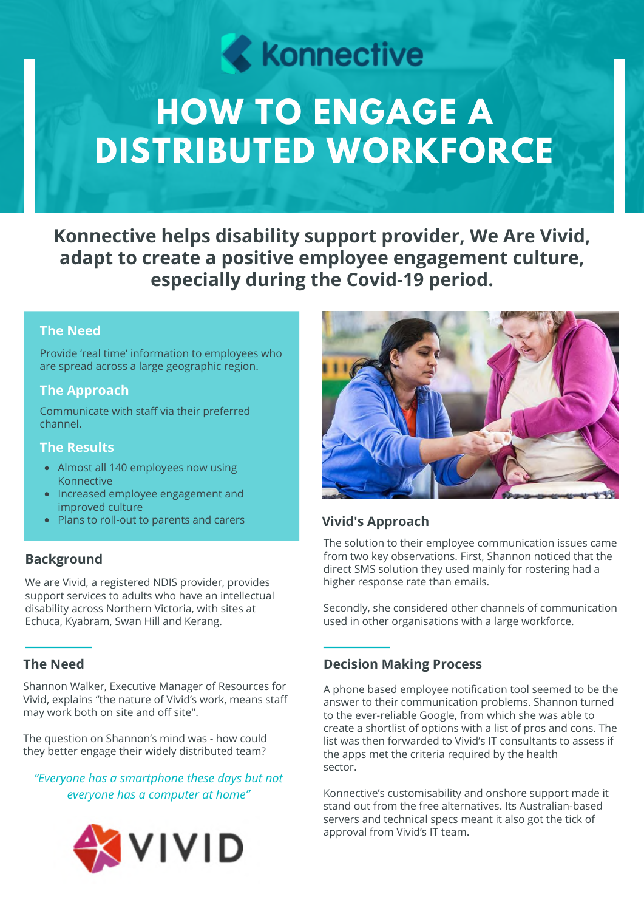konnective

# HOW TO ENGAGE A DISTRIBUTED WORKFORCE

**Konnective helps disability support provider, We Are Vivid, adapt to create a positive employee engagement culture, especially during the Covid-19 period.**

### The Need

Provide 'real time' information to employees who are spread across a large geographic region.

### The Approach

Communicate with staff via their preferred channel.

### The Results

- Almost all 140 employees now using Konnective
- Increased employee engagement and improved culture
- Plans to roll-out to parents and carers

## Background

We are Vivid, a registered NDIS provider, provides support services to adults who have an intellectual disability across Northern Victoria, with sites at Echuca, Kyabram, Swan Hill and Kerang.

## The Need

Shannon Walker, Executive Manager of Resources for Vivid, explains "the nature of Vivid's work, means staff may work both on site and off site".

The question on Shannon's mind was - how could they better engage their widely distributed team?

*"Everyone has a smartphone these days but not everyone has a computer at home"*

VIVID

## Vivid's Approach

The solution to their employee communication issues came from two key observations. First, Shannon noticed that the direct SMS solution they used mainly for rostering had a higher response rate than emails.

Secondly, she considered other channels of communication used in other organisations with a large workforce.

## Decision Making Process

A phone based employee notification tool seemed to be the answer to their communication problems. Shannon turned to the ever-reliable Google, from which she was able to create a shortlist of options with a list of pros and cons. The list was then forwarded to Vivid's IT consultants to assess if the apps met the criteria required by the health sector.

Konnective's customisability and onshore support made it stand out from the free alternatives. Its Australian-based servers and technical specs meant it also got the tick of approval from Vivid's IT team.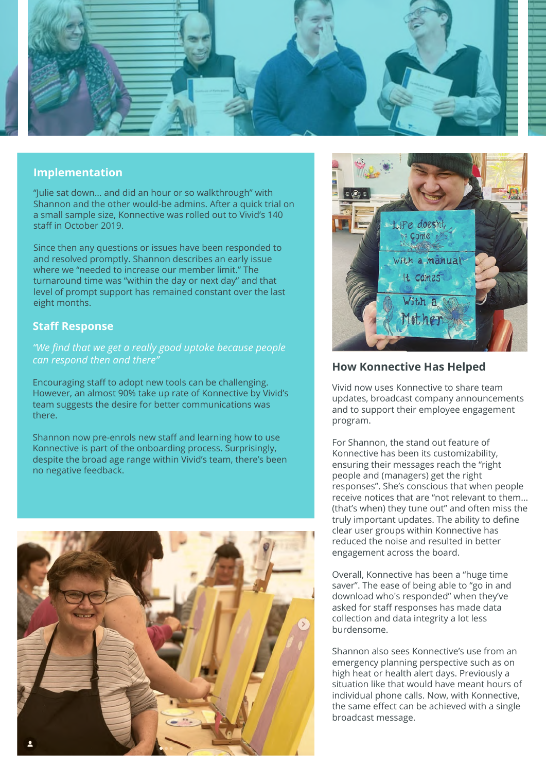## Implementation

"Julie sat down... and did an hour or so walkthrough" with Shannon and the other would-be admins. After a quick trial on a small sample size, Konnective was rolled out to Vivid's 140 staff in October 2019.

Since then any questions or issues have been responded to and resolved promptly. Shannon describes an early issue where we "needed to increase our member limit." The turnaround time was "within the day or next day" and that level of prompt support has remained constant over the last eight months.

## Staff Response

*"We find that we get a really good uptake because people can respond then and there"*

Encouraging staff to adopt new tools can be challenging. However, an almost 90% take up rate of Konnective by Vivid's team suggests the desire for better communications was there.

Shannon now pre-enrols new staff and learning how to use Konnective is part of the onboarding process. Surprisingly, despite the broad age range within Vivid's team, there's been no negative feedback.

## How Konnective Has Helped

Vivid now uses Konnective to share team updates, broadcast company announcements and to support their employee engagement program.

For Shannon, the stand out feature of Konnective has been its customizability, ensuring their messages reach the "right people and (managers) get the right responses". She's conscious that when people receive notices that are "not relevant to them... (that's when) they tune out" and often miss the truly important updates. The ability to define clear user groups within Konnective has reduced the noise and resulted in better engagement across the board.

Overall, Konnective has been a "huge time saver". The ease of being able to "go in and download who's responded" when they've asked for staff responses has made data collection and data integrity a lot less burdensome.

Shannon also sees Konnective's use from an emergency planning perspective such as on high heat or health alert days. Previously a situation like that would have meant hours of individual phone calls. Now, with Konnective, the same effect can be achieved with a single broadcast message.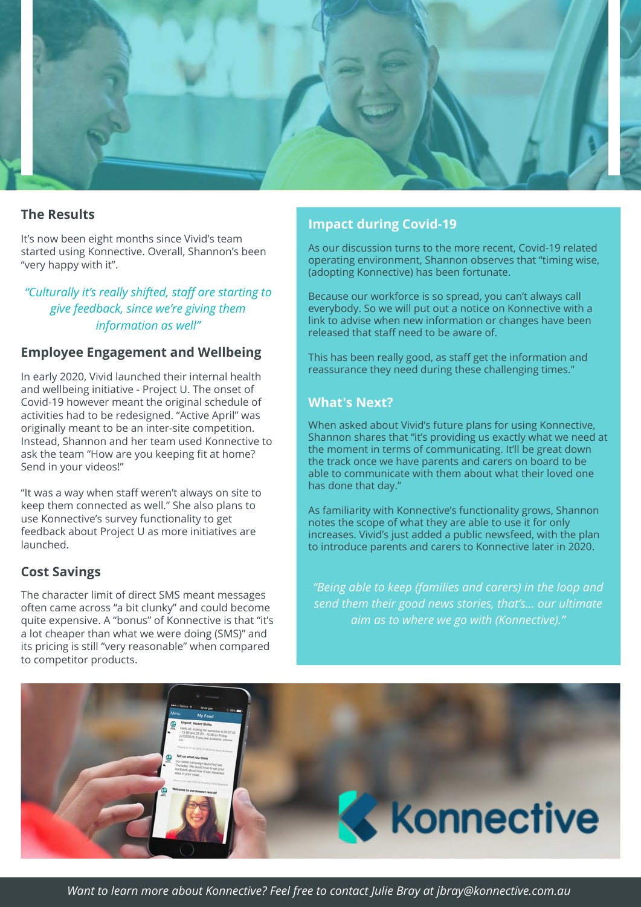## The Results

It's now been eight months since Vivid's team started using Konnective. Overall, Shannon's been "very happy with it".

*"Culturally it's really shifted, staff are starting to give feedback, since we're giving them information as well"*

## Employee Engagement and Wellbeing

In early 2020, Vivid launched their internal health and wellbeing initiative - Project U. The onset of Covid-19 however meant the original schedule of activities had to be redesigned. "Active April" was originally meant to be an inter-site competition. Instead, Shannon and her team used Konnective to ask the team "How are you keeping fit at home? Send in your videos!"

"It was a way when staff weren't always on site to keep them connected as well." She also plans to use Konnective's survey functionality to get feedback about Project U as more initiatives are launched.

## Cost Savings

The character limit of direct SMS meant messages often came across "a bit clunky" and could become quite expensive. A "bonus" of Konnective is that "it's a lot cheaper than what we were doing (SMS)" and its pricing is still "very reasonable" when compared to competitor products.

## Impact during Covid-19

As our discussion turns to the more recent, Covid-19 related operating environment, Shannon observes that "timing wise, (adopting Konnective) has been fortunate.

Because our workforce is so spread, you can't always call everybody. So we will put out a notice on Konnective with a link to advise when new information or changes have been released that staff need to be aware of.

This has been really good, as staff get the information and reassurance they need during these challenging times."

## What's Next?

When asked about Vivid's future plans for using Konnective, Shannon shares that "it's providing us exactly what we need at the moment in terms of communicating. It'll be great down the track once we have parents and carers on board to be able to communicate with them about what their loved one has done that day."

As familiarity with Konnective's functionality grows, Shannon notes the scope of what they are able to use it for only increases. Vivid's just added a public newsfeed, with the plan to introduce parents and carers to Konnective later in 2020.

*"Being able to keep (families and carers) in the loop and send them their good news stories, that's... our ultimate aim as to where we go with (Konnective)."*

*Want to learn more about Konnective? Feel free to contact Julie Bray at jbray@konnective.com.au*